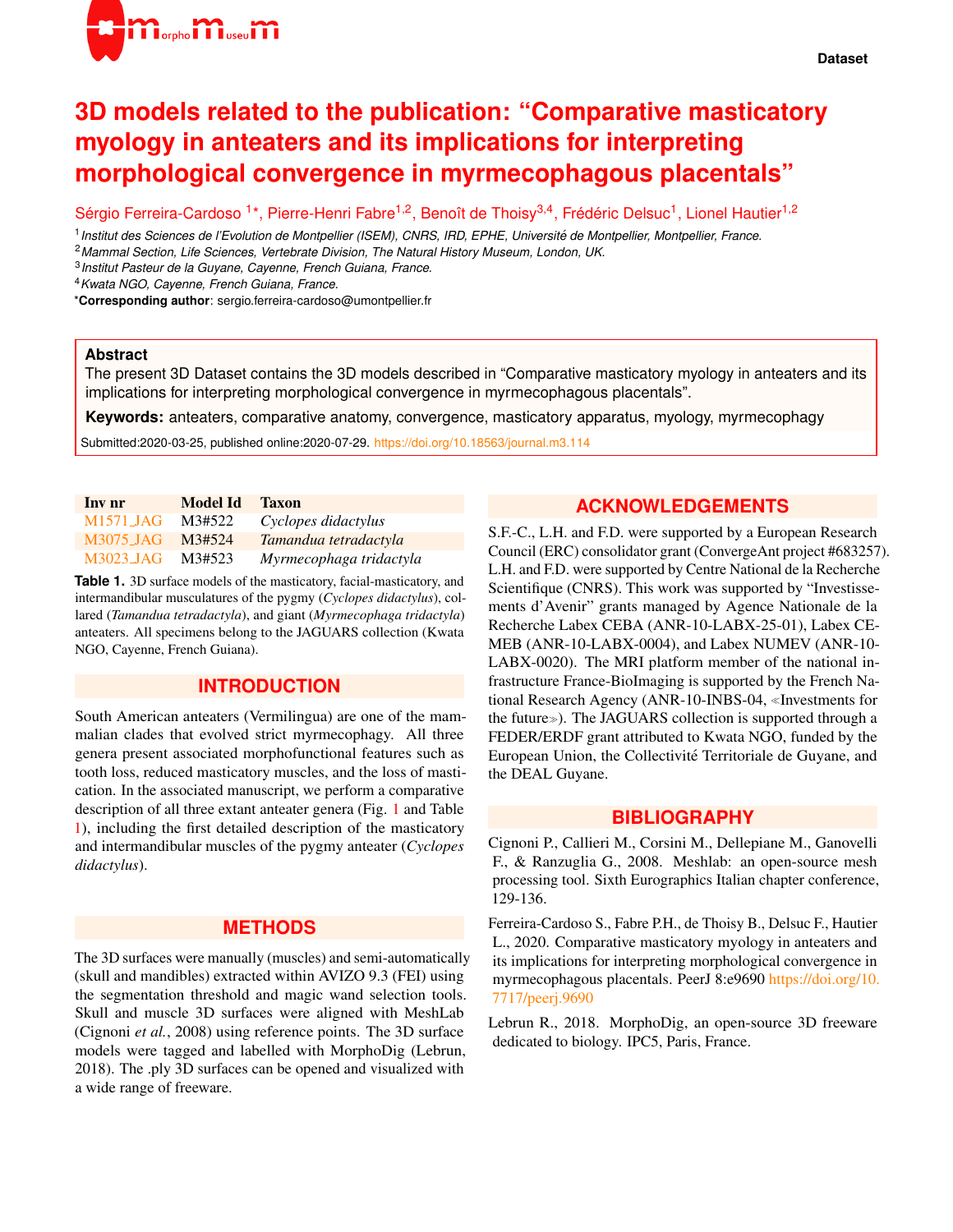Dataset

# 3D models related to the publication: "Comparative masticatory myology in anteaters and its implications for interpreting morphological convergence in myrmecophagous placentals"

Sérgio Ferreira-Cardoso [1]*, Pierre-Henri Fabre[1,2], Benoît de Thoisy[3,4], Frédéric Delsuc[1], Lionel Hautier[1,2]

[1] *Institut des Sciences de l'Evolution de Montpellier (ISEM), CNRS, IRD, EPHE, Université de Montpellier, Montpellier, France.*
[2] *Mammal Section, Life Sciences, Vertebrate Division, The Natural History Museum, London, UK.*
[3] *Institut Pasteur de la Guyane, Cayenne, French Guiana, France.*
[4] *Kwata NGO, Cayenne, French Guiana, France.*
***Corresponding author**: sergio.ferreira-cardoso@umontpellier.fr

**Abstract**
The present 3D Dataset contains the 3D models described in "Comparative masticatory myology in anteaters and its implications for interpreting morphological convergence in myrmecophagous placentals".

**Keywords:** anteaters, comparative anatomy, convergence, masticatory apparatus, myology, myrmecophagy

Submitted:2020-03-25, published online:2020-07-29. https://doi.org/10.18563/journal.m3.114

| Inv nr | Model Id | Taxon |
|---|---|---|
| M1571_JAG | M3#522 | *Cyclopes didactylus* |
| M3075_JAG | M3#524 | *Tamandua tetradactyla* |
| M3023_JAG | M3#523 | *Myrmecophaga tridactyla* |

**Table 1.** 3D surface models of the masticatory, facial-masticatory, and intermandibular musculatures of the pygmy (*Cyclopes didactylus*), collared (*Tamandua tetradactyla*), and giant (*Myrmecophaga tridactyla*) anteaters. All specimens belong to the JAGUARS collection (Kwata NGO, Cayenne, French Guiana).

## INTRODUCTION

South American anteaters (Vermilingua) are one of the mammalian clades that evolved strict myrmecophagy. All three genera present associated morphofunctional features such as tooth loss, reduced masticatory muscles, and the loss of mastication. In the associated manuscript, we perform a comparative description of all three extant anteater genera (Fig. 1 and Table 1), including the first detailed description of the masticatory and intermandibular muscles of the pygmy anteater (*Cyclopes didactylus*).

## METHODS

The 3D surfaces were manually (muscles) and semi-automatically (skull and mandibles) extracted within AVIZO 9.3 (FEI) using the segmentation threshold and magic wand selection tools. Skull and muscle 3D surfaces were aligned with MeshLab (Cignoni *et al.*, 2008) using reference points. The 3D surface models were tagged and labelled with MorphoDig (Lebrun, 2018). The .ply 3D surfaces can be opened and visualized with a wide range of freeware.

## ACKNOWLEDGEMENTS

S.F.-C., L.H. and F.D. were supported by a European Research Council (ERC) consolidator grant (ConvergeAnt project #683257). L.H. and F.D. were supported by Centre National de la Recherche Scientifique (CNRS). This work was supported by "Investissements d'Avenir" grants managed by Agence Nationale de la Recherche Labex CEBA (ANR-10-LABX-25-01), Labex CEMEB (ANR-10-LABX-0004), and Labex NUMEV (ANR-10-LABX-0020). The MRI platform member of the national infrastructure France-BioImaging is supported by the French National Research Agency (ANR-10-INBS-04, ≪Investments for the future≫). The JAGUARS collection is supported through a FEDER/ERDF grant attributed to Kwata NGO, funded by the European Union, the Collectivité Territoriale de Guyane, and the DEAL Guyane.

## BIBLIOGRAPHY

Cignoni P., Callieri M., Corsini M., Dellepiane M., Ganovelli F., & Ranzuglia G., 2008. Meshlab: an open-source mesh processing tool. Sixth Eurographics Italian chapter conference, 129-136.

Ferreira-Cardoso S., Fabre P.H., de Thoisy B., Delsuc F., Hautier L., 2020. Comparative masticatory myology in anteaters and its implications for interpreting morphological convergence in myrmecophagous placentals. PeerJ 8:e9690 https://doi.org/10.7717/peerj.9690

Lebrun R., 2018. MorphoDig, an open-source 3D freeware dedicated to biology. IPC5, Paris, France.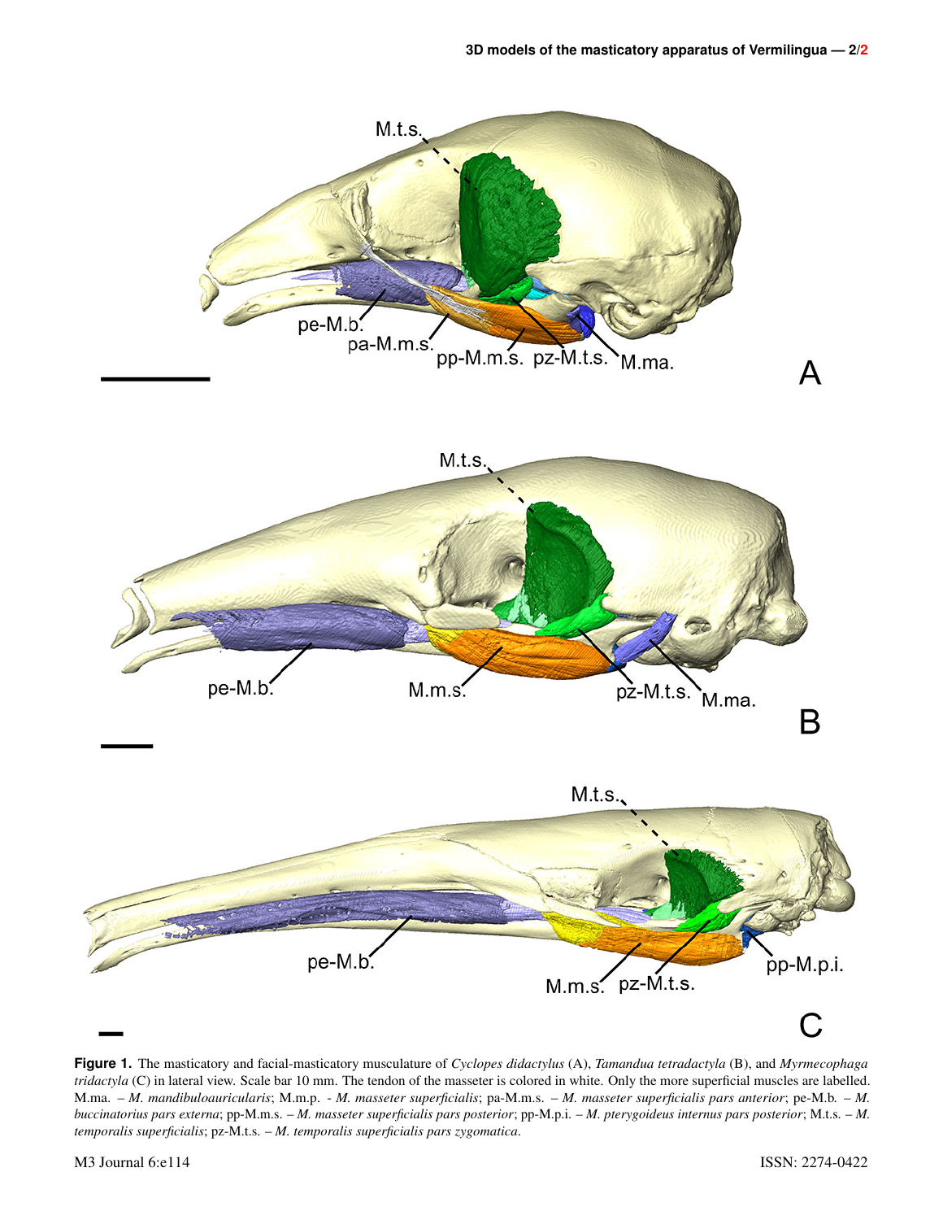M.t.s.

pe-M.b.

pa-M.m.s.

pp-M.m.s.

pz-M.t.s.

M.ma.

A

M.t.s.

pe-M.b.

M.m.s.

pz-M.t.s.

M.ma.

B

M.t.s.

pe-M.b.

M.m.s.

pz-M.t.s.

pp-M.p.i.

C

**Figure 1.** The masticatory and facial-masticatory musculature of *Cyclopes didactylus* (A), *Tamandua tetradactyla* (B), and *Myrmecophaga tridactyla* (C) in lateral view. Scale bar 10 mm. The tendon of the masseter is colored in white. Only the more superficial muscles are labelled. M.ma. – *M. mandibuloauricularis*; M.m.p. - *M. masseter superficialis*; pa-M.m.s. – *M. masseter superficialis pars anterior*; pe-M.b. – *M. buccinatorius pars externa*; pp-M.m.s. – *M. masseter superficialis pars posterior*; pp-M.p.i. – *M. pterygoideus internus pars posterior*; M.t.s. – *M. temporalis superficialis*; pz-M.t.s. – *M. temporalis superficialis pars zygomatica*.